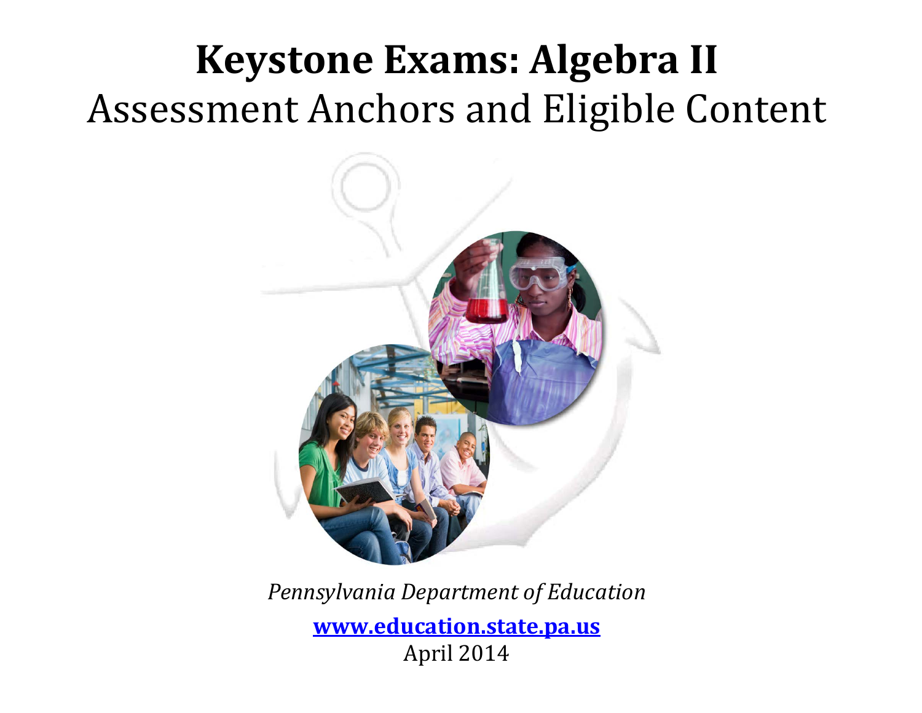# Keystone Exams: Algebra II

## Assessment Anchors and Eligible Content

*Pennsylvania Department of Education*

**[www.education.state.pa.us](http://www.education.state.pa.us)**

April 2014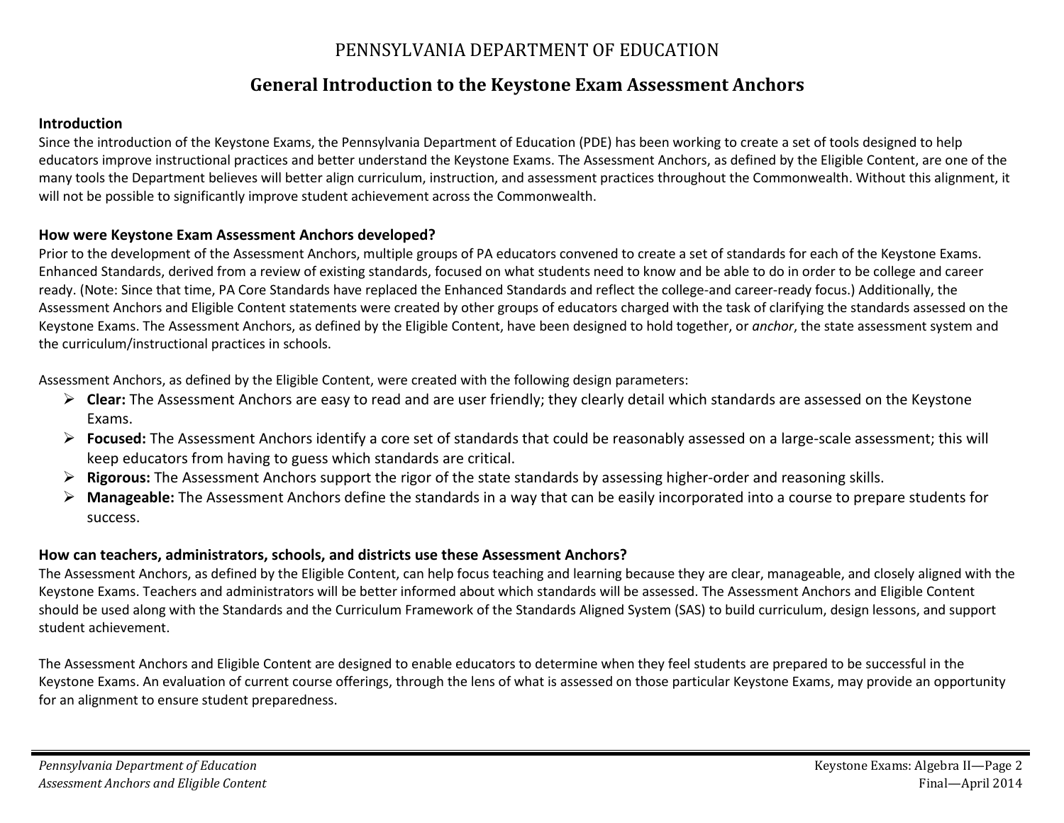# PENNSYLVANIA DEPARTMENT OF EDUCATION

## General Introduction to the Keystone Exam Assessment Anchors

### Introduction

Since the introduction of the Keystone Exams, the Pennsylvania Department of Education (PDE) has been working to create a set of tools designed to help educators improve instructional practices and better understand the Keystone Exams. The Assessment Anchors, as defined by the Eligible Content, are one of the many tools the Department believes will better align curriculum, instruction, and assessment practices throughout the Commonwealth. Without this alignment, it will not be possible to significantly improve student achievement across the Commonwealth.

### How were Keystone Exam Assessment Anchors developed?

Prior to the development of the Assessment Anchors, multiple groups of PA educators convened to create a set of standards for each of the Keystone Exams. Enhanced Standards, derived from a review of existing standards, focused on what students need to know and be able to do in order to be college and career ready. (Note: Since that time, PA Core Standards have replaced the Enhanced Standards and reflect the college-and career-ready focus.) Additionally, the Assessment Anchors and Eligible Content statements were created by other groups of educators charged with the task of clarifying the standards assessed on the Keystone Exams. The Assessment Anchors, as defined by the Eligible Content, have been designed to hold together, or *anchor*, the state assessment system and the curriculum/instructional practices in schools.

Assessment Anchors, as defined by the Eligible Content, were created with the following design parameters:

- **Clear:** The Assessment Anchors are easy to read and are user friendly; they clearly detail which standards are assessed on the Keystone Exams.
- **Focused:** The Assessment Anchors identify a core set of standards that could be reasonably assessed on a large-scale assessment; this will keep educators from having to guess which standards are critical.
- **Rigorous:** The Assessment Anchors support the rigor of the state standards by assessing higher-order and reasoning skills.
- **Manageable:** The Assessment Anchors define the standards in a way that can be easily incorporated into a course to prepare students for success.

### How can teachers, administrators, schools, and districts use these Assessment Anchors?

The Assessment Anchors, as defined by the Eligible Content, can help focus teaching and learning because they are clear, manageable, and closely aligned with the Keystone Exams. Teachers and administrators will be better informed about which standards will be assessed. The Assessment Anchors and Eligible Content should be used along with the Standards and the Curriculum Framework of the Standards Aligned System (SAS) to build curriculum, design lessons, and support student achievement.

The Assessment Anchors and Eligible Content are designed to enable educators to determine when they feel students are prepared to be successful in the Keystone Exams. An evaluation of current course offerings, through the lens of what is assessed on those particular Keystone Exams, may provide an opportunity for an alignment to ensure student preparedness.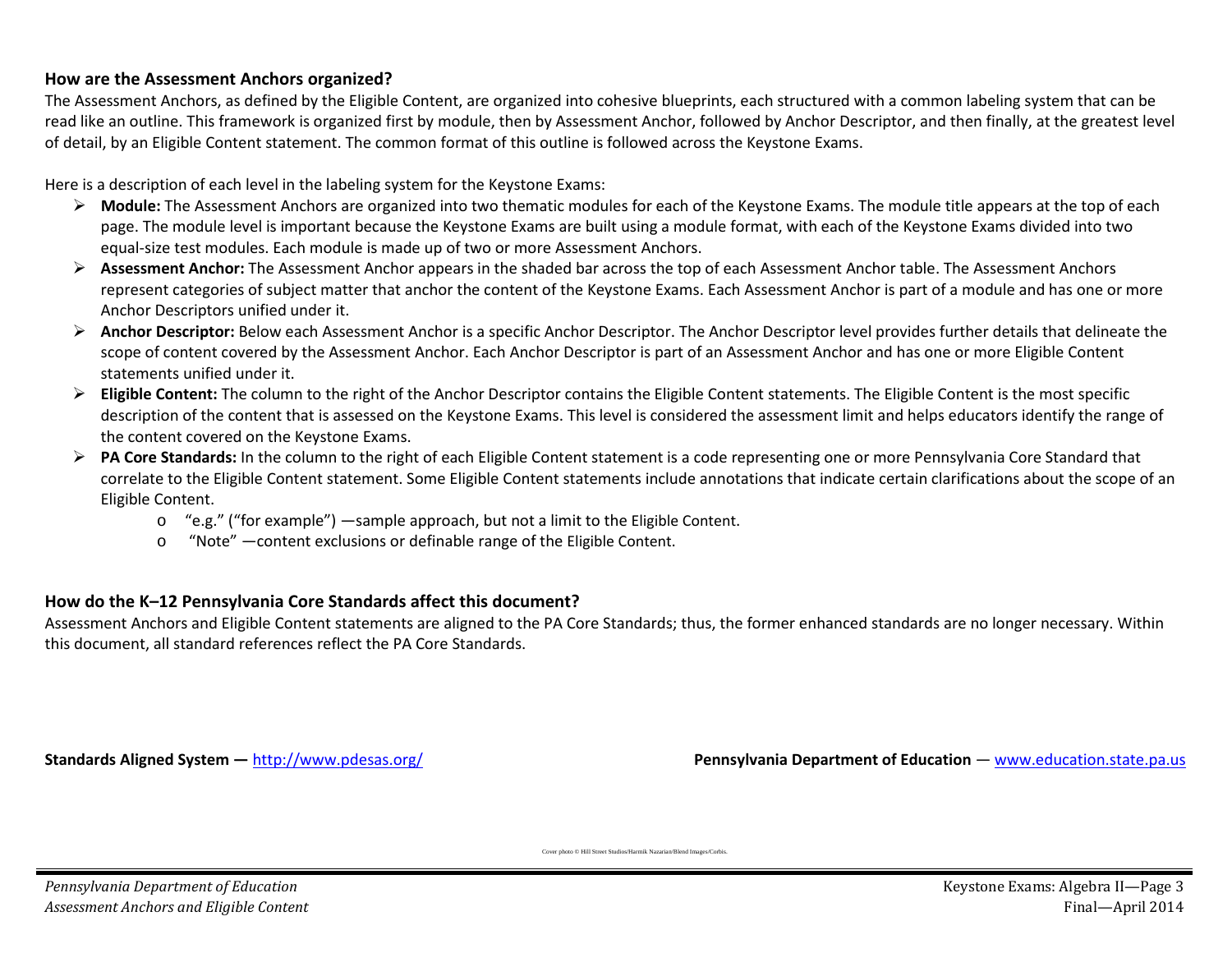## How are the Assessment Anchors organized?

The Assessment Anchors, as defined by the Eligible Content, are organized into cohesive blueprints, each structured with a common labeling system that can be read like an outline. This framework is organized first by module, then by Assessment Anchor, followed by Anchor Descriptor, and then finally, at the greatest level of detail, by an Eligible Content statement. The common format of this outline is followed across the Keystone Exams.

Here is a description of each level in the labeling system for the Keystone Exams:

- **Module:** The Assessment Anchors are organized into two thematic modules for each of the Keystone Exams. The module title appears at the top of each page. The module level is important because the Keystone Exams are built using a module format, with each of the Keystone Exams divided into two equal-size test modules. Each module is made up of two or more Assessment Anchors.
- **Assessment Anchor:** The Assessment Anchor appears in the shaded bar across the top of each Assessment Anchor table. The Assessment Anchors represent categories of subject matter that anchor the content of the Keystone Exams. Each Assessment Anchor is part of a module and has one or more Anchor Descriptors unified under it.
- **Anchor Descriptor:** Below each Assessment Anchor is a specific Anchor Descriptor. The Anchor Descriptor level provides further details that delineate the scope of content covered by the Assessment Anchor. Each Anchor Descriptor is part of an Assessment Anchor and has one or more Eligible Content statements unified under it.
- **Eligible Content:** The column to the right of the Anchor Descriptor contains the Eligible Content statements. The Eligible Content is the most specific description of the content that is assessed on the Keystone Exams. This level is considered the assessment limit and helps educators identify the range of the content covered on the Keystone Exams.
- **PA Core Standards:** In the column to the right of each Eligible Content statement is a code representing one or more Pennsylvania Core Standard that correlate to the Eligible Content statement. Some Eligible Content statements include annotations that indicate certain clarifications about the scope of an Eligible Content.
  - "e.g." ("for example") —sample approach, but not a limit to the Eligible Content.
  - "Note" —content exclusions or definable range of the Eligible Content.

## How do the K–12 Pennsylvania Core Standards affect this document?

Assessment Anchors and Eligible Content statements are aligned to the PA Core Standards; thus, the former enhanced standards are no longer necessary. Within this document, all standard references reflect the PA Core Standards.

**Standards Aligned System —** http://www.pdesas.org/

**Pennsylvania Department of Education** — www.education.state.pa.us

Cover photo © Hill Street Studios/Harmik Nazarian/Blend Images/Corbis.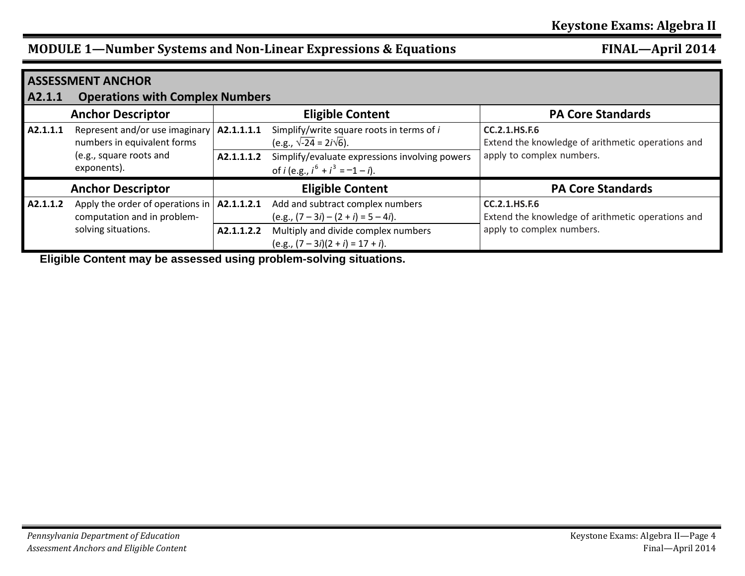## MODULE 1—Number Systems and Non-Linear Expressions & Equations

### ASSESSMENT ANCHOR

### A2.1.1 Operations with Complex Numbers

| Anchor Descriptor | Eligible Content | PA Core Standards |
|---|---|---|
| **A2.1.1.1** Represent and/or use imaginary numbers in equivalent forms (e.g., square roots and exponents). | **A2.1.1.1.1** Simplify/write square roots in terms of *i* (e.g., $\sqrt{-24} = 2i\sqrt{6}$). | **CC.2.1.HS.F.6** Extend the knowledge of arithmetic operations and apply to complex numbers. |
| | **A2.1.1.1.2** Simplify/evaluate expressions involving powers of *i* (e.g., $i^6 + i^3 = -1 - i$). | |

| Anchor Descriptor | Eligible Content | PA Core Standards |
|---|---|---|
| **A2.1.1.2** Apply the order of operations in computation and in problem-solving situations. | **A2.1.1.2.1** Add and subtract complex numbers (e.g., $(7 - 3i) - (2 + i) = 5 - 4i$). | **CC.2.1.HS.F.6** Extend the knowledge of arithmetic operations and apply to complex numbers. |
| | **A2.1.1.2.2** Multiply and divide complex numbers (e.g., $(7 - 3i)(2 + i) = 17 + i$). | |

**Eligible Content may be assessed using problem-solving situations.**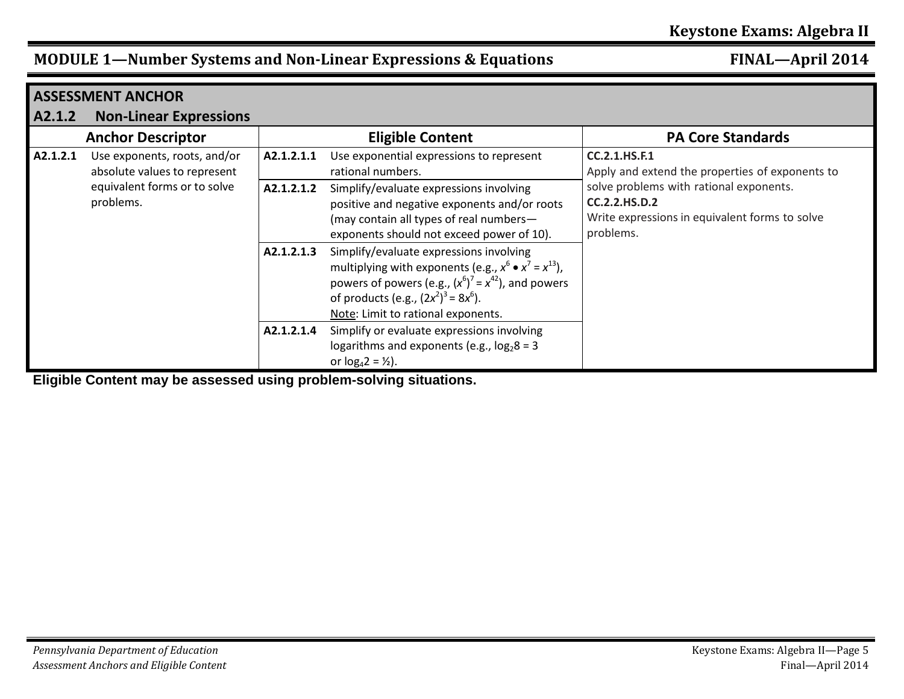## MODULE 1—Number Systems and Non-Linear Expressions & Equations

### ASSESSMENT ANCHOR

### A2.1.2 Non-Linear Expressions

| Anchor Descriptor | | Eligible Content | | PA Core Standards |
|---|---|---|---|---|
| **A2.1.2.1** | Use exponents, roots, and/or absolute values to represent equivalent forms or to solve problems. | **A2.1.2.1.1** | Use exponential expressions to represent rational numbers. | **CC.2.1.HS.F.1** Apply and extend the properties of exponents to solve problems with rational exponents. **CC.2.2.HS.D.2** Write expressions in equivalent forms to solve problems. |
| | | **A2.1.2.1.2** | Simplify/evaluate expressions involving positive and negative exponents and/or roots (may contain all types of real numbers—exponents should not exceed power of 10). | |
| | | **A2.1.2.1.3** | Simplify/evaluate expressions involving multiplying with exponents (e.g., $x^6 \bullet x^7 = x^{13}$), powers of powers (e.g., $(x^6)^7 = x^{42}$), and powers of products (e.g., $(2x^2)^3 = 8x^6$). Note: Limit to rational exponents. | |
| | | **A2.1.2.1.4** | Simplify or evaluate expressions involving logarithms and exponents (e.g., $\log_2 8 = 3$ or $\log_4 2 = ½$). | |

**Eligible Content may be assessed using problem-solving situations.**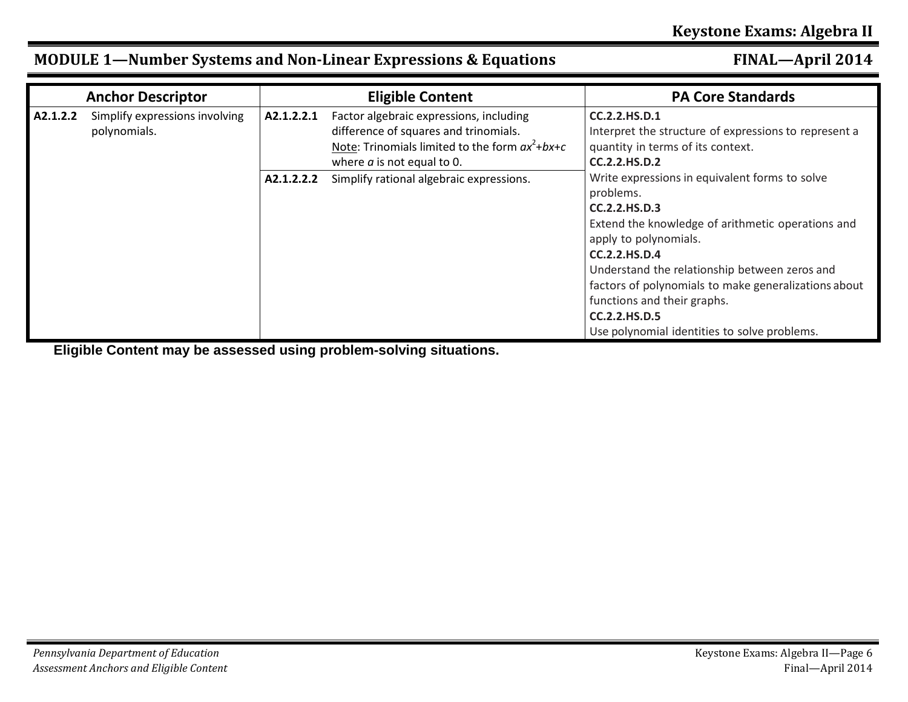## MODULE 1—Number Systems and Non-Linear Expressions & Equations

| Anchor Descriptor | | Eligible Content | | PA Core Standards |
|---|---|---|---|---|
| **A2.1.2.2** | Simplify expressions involving polynomials. | **A2.1.2.2.1** | Factor algebraic expressions, including difference of squares and trinomials. Note: Trinomials limited to the form $ax^2+bx+c$ where $a$ is not equal to 0. | **CC.2.2.HS.D.1** Interpret the structure of expressions to represent a quantity in terms of its context. **CC.2.2.HS.D.2** Write expressions in equivalent forms to solve problems. **CC.2.2.HS.D.3** Extend the knowledge of arithmetic operations and apply to polynomials. **CC.2.2.HS.D.4** Understand the relationship between zeros and factors of polynomials to make generalizations about functions and their graphs. **CC.2.2.HS.D.5** Use polynomial identities to solve problems. |
| | | **A2.1.2.2.2** | Simplify rational algebraic expressions. | |

**Eligible Content may be assessed using problem-solving situations.**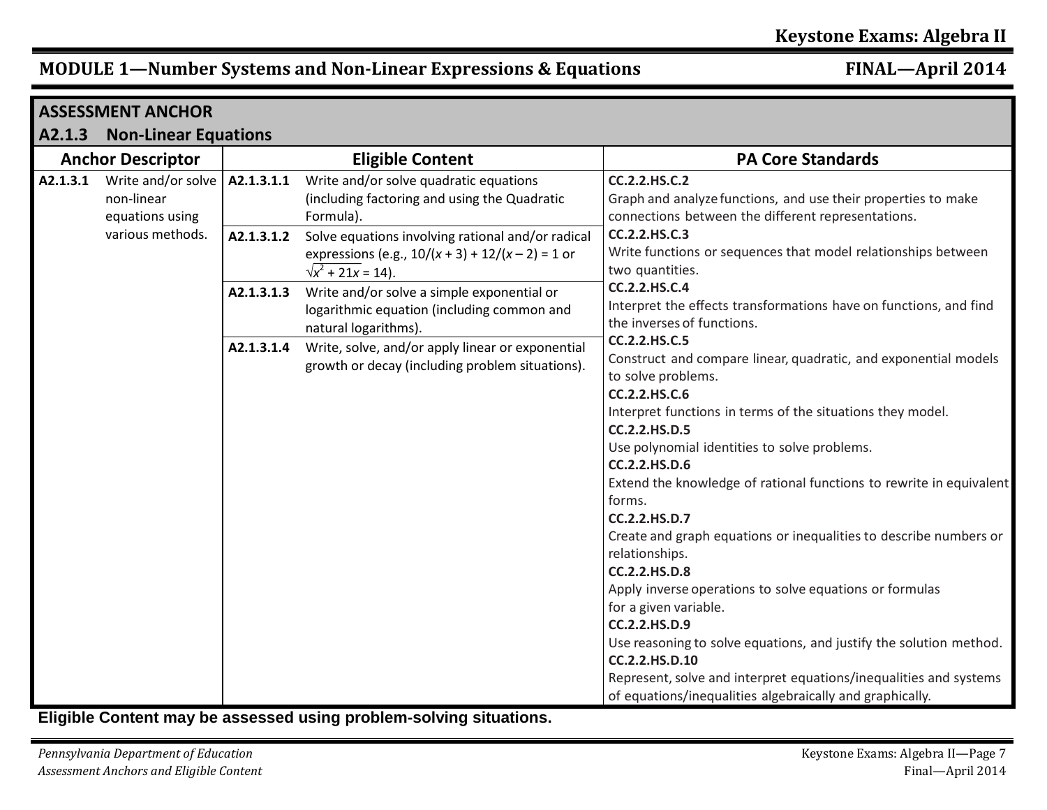## MODULE 1—Number Systems and Non-Linear Expressions & Equations

**ASSESSMENT ANCHOR**

**A2.1.3 Non-Linear Equations**

| Anchor Descriptor | | Eligible Content | | PA Core Standards |
|---|---|---|---|---|
| **A2.1.3.1** | Write and/or solve non-linear equations using various methods. | **A2.1.3.1.1** | Write and/or solve quadratic equations (including factoring and using the Quadratic Formula). | **CC.2.2.HS.C.2** Graph and analyze functions, and use their properties to make connections between the different representations. **CC.2.2.HS.C.3** Write functions or sequences that model relationships between two quantities. **CC.2.2.HS.C.4** Interpret the effects transformations have on functions, and find the inverses of functions. **CC.2.2.HS.C.5** Construct and compare linear, quadratic, and exponential models to solve problems. **CC.2.2.HS.C.6** Interpret functions in terms of the situations they model. **CC.2.2.HS.D.5** Use polynomial identities to solve problems. **CC.2.2.HS.D.6** Extend the knowledge of rational functions to rewrite in equivalent forms. **CC.2.2.HS.D.7** Create and graph equations or inequalities to describe numbers or relationships. **CC.2.2.HS.D.8** Apply inverse operations to solve equations or formulas for a given variable. **CC.2.2.HS.D.9** Use reasoning to solve equations, and justify the solution method. **CC.2.2.HS.D.10** Represent, solve and interpret equations/inequalities and systems of equations/inequalities algebraically and graphically. |
| | | **A2.1.3.1.2** | Solve equations involving rational and/or radical expressions (e.g., $10/(x + 3) + 12/(x - 2) = 1$ or $\sqrt{x^2 + 21x} = 14$). | |
| | | **A2.1.3.1.3** | Write and/or solve a simple exponential or logarithmic equation (including common and natural logarithms). | |
| | | **A2.1.3.1.4** | Write, solve, and/or apply linear or exponential growth or decay (including problem situations). | |

**Eligible Content may be assessed using problem-solving situations.**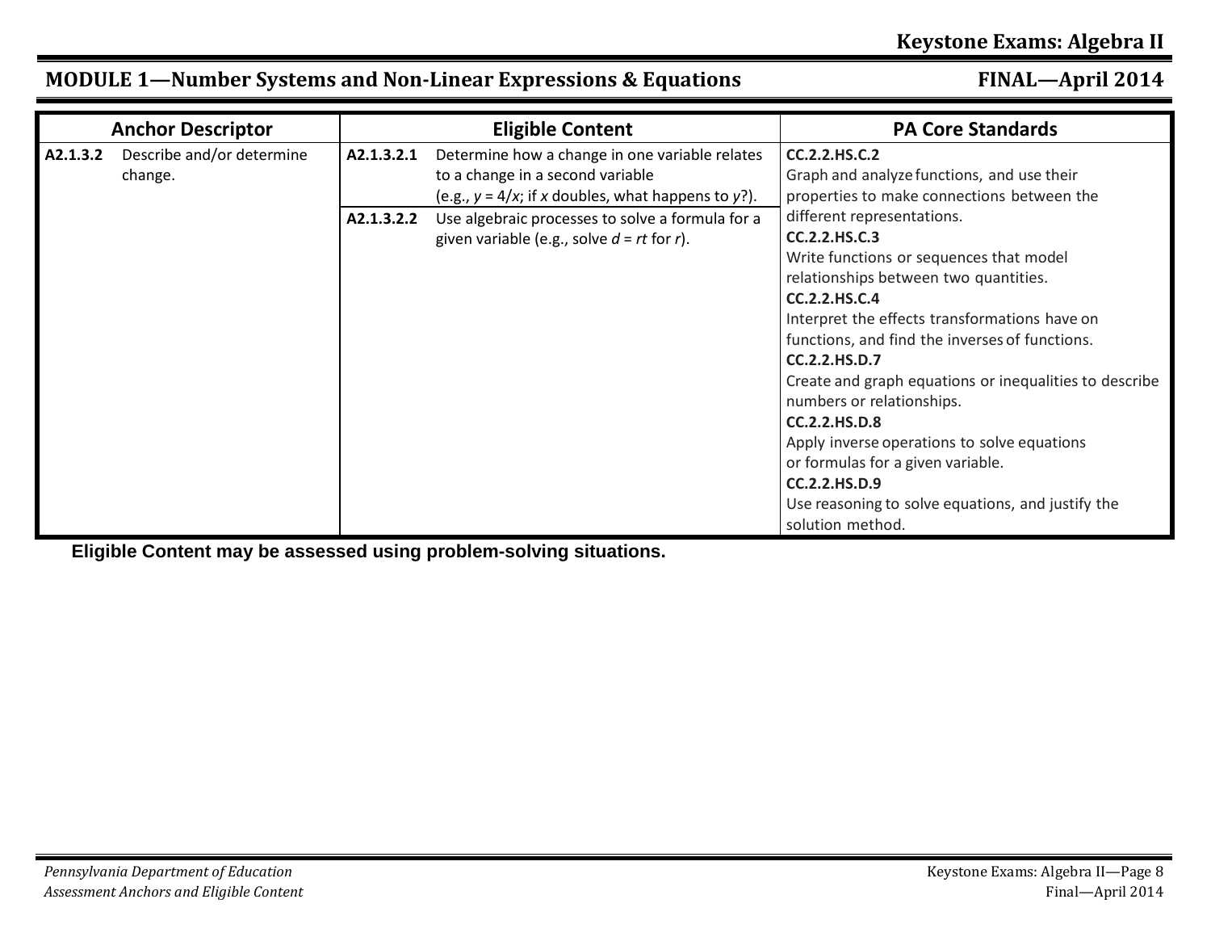## MODULE 1—Number Systems and Non-Linear Expressions & Equations

| Anchor Descriptor | | Eligible Content | | PA Core Standards |
|---|---|---|---|---|
| **A2.1.3.2** | Describe and/or determine change. | **A2.1.3.2.1** | Determine how a change in one variable relates to a change in a second variable (e.g., $y = 4/x$; if $x$ doubles, what happens to $y$?). | **CC.2.2.HS.C.2** Graph and analyze functions, and use their properties to make connections between the different representations. **CC.2.2.HS.C.3** Write functions or sequences that model relationships between two quantities. **CC.2.2.HS.C.4** Interpret the effects transformations have on functions, and find the inverses of functions. **CC.2.2.HS.D.7** Create and graph equations or inequalities to describe numbers or relationships. **CC.2.2.HS.D.8** Apply inverse operations to solve equations or formulas for a given variable. **CC.2.2.HS.D.9** Use reasoning to solve equations, and justify the solution method. |
| | | **A2.1.3.2.2** | Use algebraic processes to solve a formula for a given variable (e.g., solve $d = rt$ for $r$). | |

**Eligible Content may be assessed using problem-solving situations.**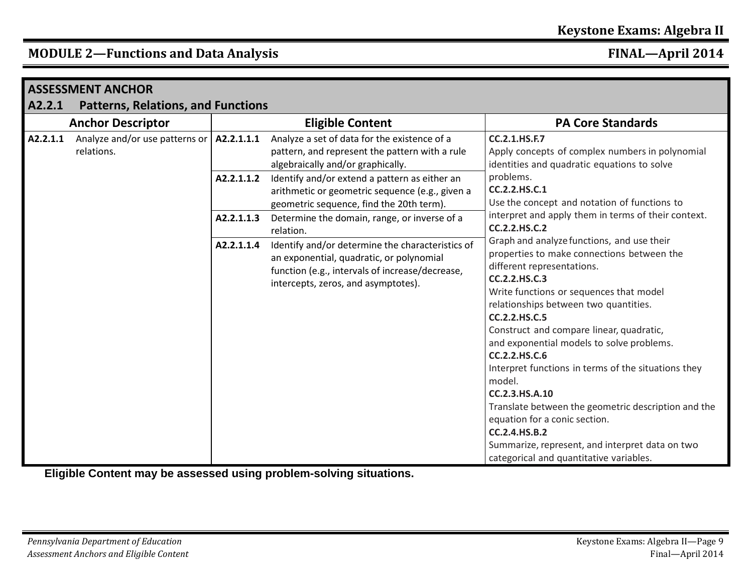## ASSESSMENT ANCHOR

### A2.2.1 Patterns, Relations, and Functions

| Anchor Descriptor | | Eligible Content | | PA Core Standards |
|---|---|---|---|---|
| **A2.2.1.1** | Analyze and/or use patterns or relations. | **A2.2.1.1.1** | Analyze a set of data for the existence of a pattern, and represent the pattern with a rule algebraically and/or graphically. | **CC.2.1.HS.F.7** Apply concepts of complex numbers in polynomial identities and quadratic equations to solve problems. **CC.2.2.HS.C.1** Use the concept and notation of functions to interpret and apply them in terms of their context. **CC.2.2.HS.C.2** Graph and analyze functions, and use their properties to make connections between the different representations. **CC.2.2.HS.C.3** Write functions or sequences that model relationships between two quantities. **CC.2.2.HS.C.5** Construct and compare linear, quadratic, and exponential models to solve problems. **CC.2.2.HS.C.6** Interpret functions in terms of the situations they model. **CC.2.3.HS.A.10** Translate between the geometric description and the equation for a conic section. **CC.2.4.HS.B.2** Summarize, represent, and interpret data on two categorical and quantitative variables. |
| | | **A2.2.1.1.2** | Identify and/or extend a pattern as either an arithmetic or geometric sequence (e.g., given a geometric sequence, find the 20th term). | |
| | | **A2.2.1.1.3** | Determine the domain, range, or inverse of a relation. | |
| | | **A2.2.1.1.4** | Identify and/or determine the characteristics of an exponential, quadratic, or polynomial function (e.g., intervals of increase/decrease, intercepts, zeros, and asymptotes). | |

**Eligible Content may be assessed using problem-solving situations.**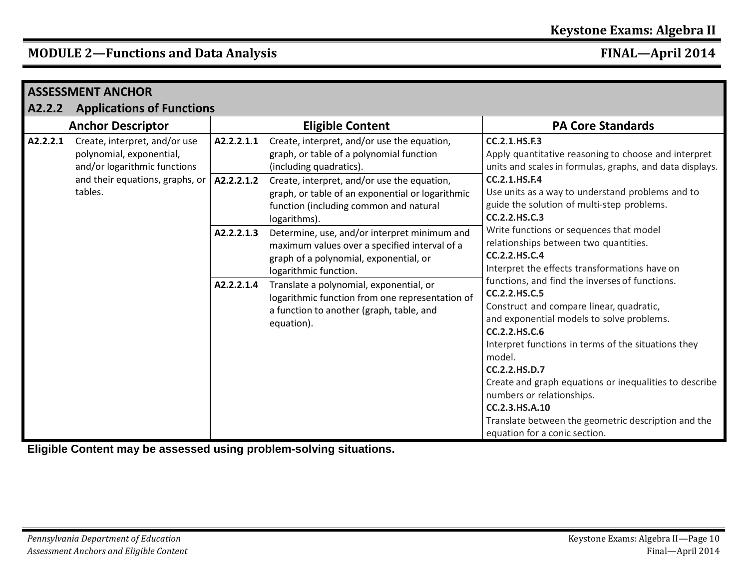## MODULE 2—Functions and Data Analysis

| ASSESSMENT ANCHOR<br>A2.2.2 Applications of Functions | | |
|---|---|---|
| **Anchor Descriptor** | **Eligible Content** | **PA Core Standards** |
| **A2.2.2.1** Create, interpret, and/or use polynomial, exponential, and/or logarithmic functions and their equations, graphs, or tables. | **A2.2.2.1.1** Create, interpret, and/or use the equation, graph, or table of a polynomial function (including quadratics). | **CC.2.1.HS.F.3** Apply quantitative reasoning to choose and interpret units and scales in formulas, graphs, and data displays.<br>**CC.2.1.HS.F.4** Use units as a way to understand problems and to guide the solution of multi-step problems.<br>**CC.2.2.HS.C.3** Write functions or sequences that model relationships between two quantities.<br>**CC.2.2.HS.C.4** Interpret the effects transformations have on functions, and find the inverses of functions.<br>**CC.2.2.HS.C.5** Construct and compare linear, quadratic, and exponential models to solve problems.<br>**CC.2.2.HS.C.6** Interpret functions in terms of the situations they model.<br>**CC.2.2.HS.D.7** Create and graph equations or inequalities to describe numbers or relationships.<br>**CC.2.3.HS.A.10** Translate between the geometric description and the equation for a conic section. |
| | **A2.2.2.1.2** Create, interpret, and/or use the equation, graph, or table of an exponential or logarithmic function (including common and natural logarithms). | |
| | **A2.2.2.1.3** Determine, use, and/or interpret minimum and maximum values over a specified interval of a graph of a polynomial, exponential, or logarithmic function. | |
| | **A2.2.2.1.4** Translate a polynomial, exponential, or logarithmic function from one representation of a function to another (graph, table, and equation). | |

**Eligible Content may be assessed using problem-solving situations.**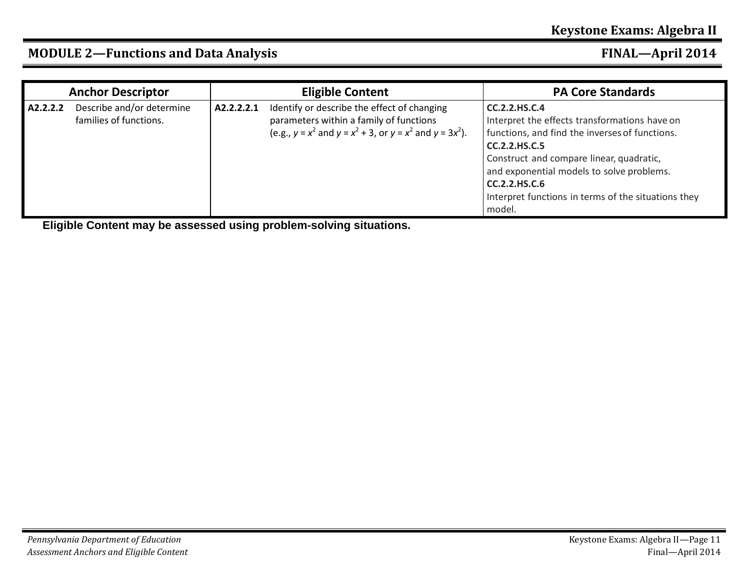## MODULE 2—Functions and Data Analysis

| Anchor Descriptor | | Eligible Content | | PA Core Standards |
|---|---|---|---|---|
| **A2.2.2.2** | Describe and/or determine families of functions. | **A2.2.2.2.1** | Identify or describe the effect of changing parameters within a family of functions (e.g., $y = x^2$ and $y = x^2 + 3$, or $y = x^2$ and $y = 3x^2$). | **CC.2.2.HS.C.4** Interpret the effects transformations have on functions, and find the inverses of functions. **CC.2.2.HS.C.5** Construct and compare linear, quadratic, and exponential models to solve problems. **CC.2.2.HS.C.6** Interpret functions in terms of the situations they model. |

**Eligible Content may be assessed using problem-solving situations.**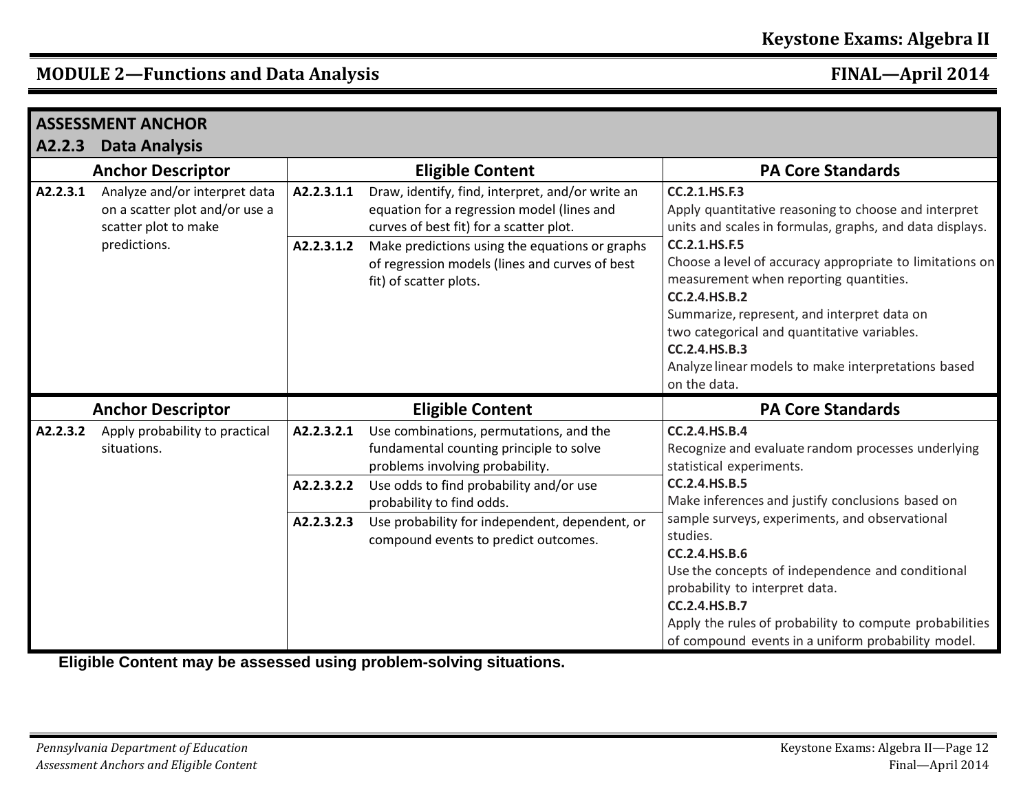## MODULE 2—Functions and Data Analysis

## ASSESSMENT ANCHOR
## A2.2.3 Data Analysis

| Anchor Descriptor | Eligible Content | PA Core Standards |
|---|---|---|
| **A2.2.3.1** Analyze and/or interpret data on a scatter plot and/or use a scatter plot to make predictions. | **A2.2.3.1.1** Draw, identify, find, interpret, and/or write an equation for a regression model (lines and curves of best fit) for a scatter plot.<br>**A2.2.3.1.2** Make predictions using the equations or graphs of regression models (lines and curves of best fit) of scatter plots. | **CC.2.1.HS.F.3** Apply quantitative reasoning to choose and interpret units and scales in formulas, graphs, and data displays.<br>**CC.2.1.HS.F.5** Choose a level of accuracy appropriate to limitations on measurement when reporting quantities.<br>**CC.2.4.HS.B.2** Summarize, represent, and interpret data on two categorical and quantitative variables.<br>**CC.2.4.HS.B.3** Analyze linear models to make interpretations based on the data. |

| Anchor Descriptor | Eligible Content | PA Core Standards |
|---|---|---|
| **A2.2.3.2** Apply probability to practical situations. | **A2.2.3.2.1** Use combinations, permutations, and the fundamental counting principle to solve problems involving probability.<br>**A2.2.3.2.2** Use odds to find probability and/or use probability to find odds.<br>**A2.2.3.2.3** Use probability for independent, dependent, or compound events to predict outcomes. | **CC.2.4.HS.B.4** Recognize and evaluate random processes underlying statistical experiments.<br>**CC.2.4.HS.B.5** Make inferences and justify conclusions based on sample surveys, experiments, and observational studies.<br>**CC.2.4.HS.B.6** Use the concepts of independence and conditional probability to interpret data.<br>**CC.2.4.HS.B.7** Apply the rules of probability to compute probabilities of compound events in a uniform probability model. |

**Eligible Content may be assessed using problem-solving situations.**